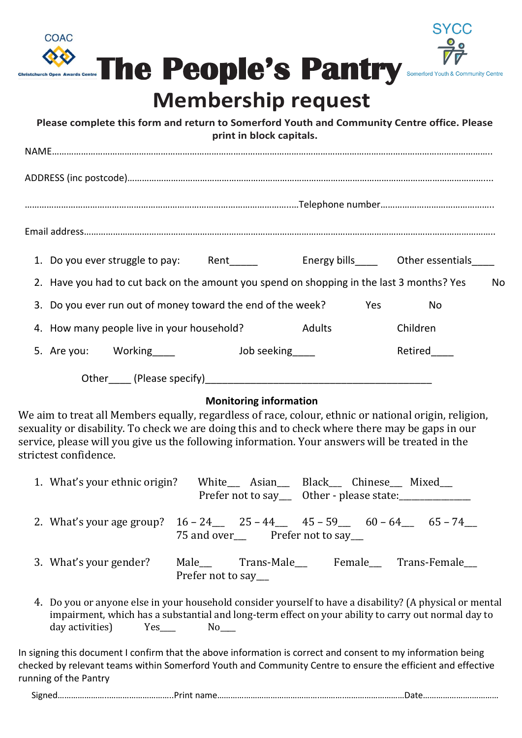COAC

Christchurch Open Awards Centre

# The People's Pantry

SYCC

Somerford Youth & Community Centre

## Membership request

**Please complete this form and return to Somerford Youth and Community Centre office. Please print in block capitals.**

NAME…………………………………………………………………………………………………………………………………………………….

ADDRESS (inc postcode)……………………………………………………………………………………………………………………………..

…………………………………………………………………………………………………….Telephone number……………………………………….

Email address……………………………………………………………………………………………………………………………………………..

1. Do you ever struggle to pay: Rent_____ Energy bills____ Other essentials____
2. Have you had to cut back on the amount you spend on shopping in the last 3 months? Yes No
3. Do you ever run out of money toward the end of the week? Yes No
4. How many people live in your household? Adults Children
5. Are you: Working____ Job seeking____ Retired____

   Other____ (Please specify)___________________________________________

**Monitoring information**

We aim to treat all Members equally, regardless of race, colour, ethnic or national origin, religion, sexuality or disability. To check we are doing this and to check where there may be gaps in our service, please will you give us the following information. Your answers will be treated in the strictest confidence.

1. What's your ethnic origin? White___ Asian___ Black___ Chinese___ Mixed___ Prefer not to say___ Other - please state:_____________
2. What's your age group? 16 – 24___ 25 – 44___ 45 – 59___ 60 – 64___ 65 – 74___ 75 and over___ Prefer not to say___
3. What's your gender? Male___ Trans-Male___ Female___ Trans-Female___ Prefer not to say___
4. Do you or anyone else in your household consider yourself to have a disability? (A physical or mental impairment, which has a substantial and long-term effect on your ability to carry out normal day to day activities) Yes___ No___

In signing this document I confirm that the above information is correct and consent to my information being checked by relevant teams within Somerford Youth and Community Centre to ensure the efficient and effective running of the Pantry

Signed…………………………………………….Print name…………………………………………………………………………Date……………………………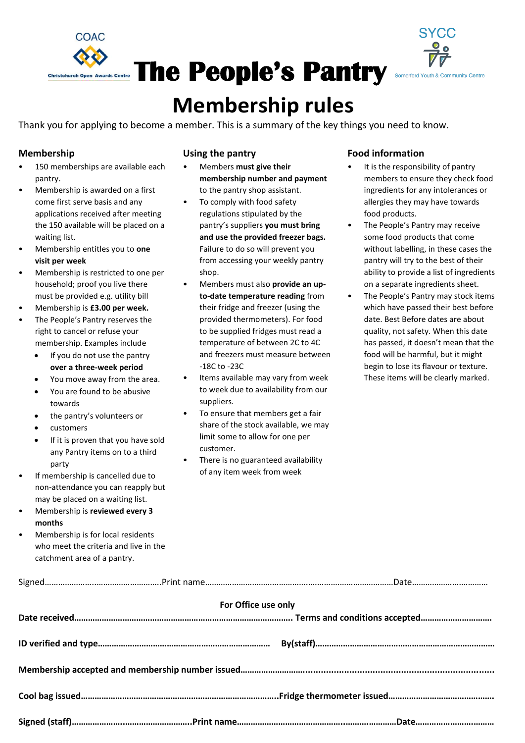COAC

Christchurch Open Awards Centre

# The People's Pantry

SYCC

Somerford Youth & Community Centre

## Membership rules

Thank you for applying to become a member. This is a summary of the key things you need to know.

### Membership

- 150 memberships are available each pantry.
- Membership is awarded on a first come first serve basis and any applications received after meeting the 150 available will be placed on a waiting list.
- Membership entitles you to **one visit per week**
- Membership is restricted to one per household; proof you live there must be provided e.g. utility bill
- Membership is **£3.00 per week.**
- The People's Pantry reserves the right to cancel or refuse your membership. Examples include
  - If you do not use the pantry **over a three-week period**
  - You move away from the area.
  - You are found to be abusive towards
  - the pantry's volunteers or
  - customers
  - If it is proven that you have sold any Pantry items on to a third party
- If membership is cancelled due to non-attendance you can reapply but may be placed on a waiting list.
- Membership is **reviewed every 3 months**
- Membership is for local residents who meet the criteria and live in the catchment area of a pantry.

### Using the pantry

- Members **must give their membership number and payment** to the pantry shop assistant.
- To comply with food safety regulations stipulated by the pantry's suppliers **you must bring and use the provided freezer bags.** Failure to do so will prevent you from accessing your weekly pantry shop.
- Members must also **provide an up-to-date temperature reading** from their fridge and freezer (using the provided thermometers). For food to be supplied fridges must read a temperature of between 2C to 4C and freezers must measure between -18C to -23C
- Items available may vary from week to week due to availability from our suppliers.
- To ensure that members get a fair share of the stock available, we may limit some to allow for one per customer.
- There is no guaranteed availability of any item week from week

### Food information

- It is the responsibility of pantry members to ensure they check food ingredients for any intolerances or allergies they may have towards food products.
- The People's Pantry may receive some food products that come without labelling, in these cases the pantry will try to the best of their ability to provide a list of ingredients on a separate ingredients sheet.
- The People's Pantry may stock items which have passed their best before date. Best Before dates are about quality, not safety. When this date has passed, it doesn't mean that the food will be harmful, but it might begin to lose its flavour or texture. These items will be clearly marked.

Signed…………………………………………….Print name…………………………………………………………………………Date…………………………

**For Office use only**

**Date received…………………………………………………………………………… Terms and conditions accepted…………………………**

**ID verified and type……………………………………………………………… By(staff)………………………………………………………………**

**Membership accepted and membership number issued……………………………………………………………………………………………**

**Cool bag issued……………………………………………………………………Fridge thermometer issued…………………………………………**

**Signed (staff)…………………………………………Print name……………………………………………………………Date……………………………**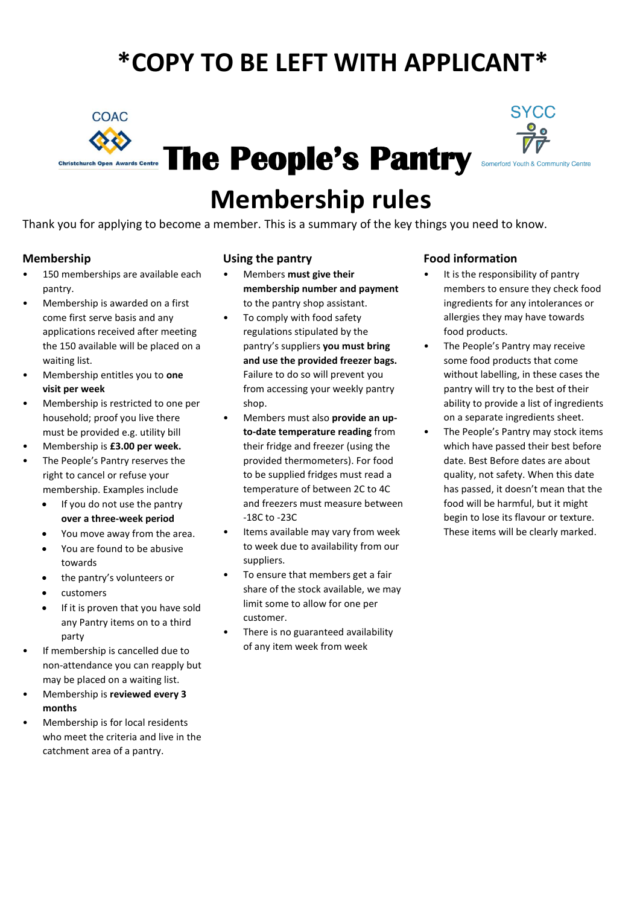# *COPY TO BE LEFT WITH APPLICANT*

COAC

Christchurch Open Awards Centre

# The People's Pantry

SYCC

Somerford Youth & Community Centre

## Membership rules

Thank you for applying to become a member. This is a summary of the key things you need to know.

### Membership

- 150 memberships are available each pantry.
- Membership is awarded on a first come first serve basis and any applications received after meeting the 150 available will be placed on a waiting list.
- Membership entitles you to **one visit per week**
- Membership is restricted to one per household; proof you live there must be provided e.g. utility bill
- Membership is **£3.00 per week.**
- The People's Pantry reserves the right to cancel or refuse your membership. Examples include
  - If you do not use the pantry **over a three-week period**
  - You move away from the area.
  - You are found to be abusive towards
  - the pantry's volunteers or
  - customers
  - If it is proven that you have sold any Pantry items on to a third party
- If membership is cancelled due to non-attendance you can reapply but may be placed on a waiting list.
- Membership is **reviewed every 3 months**
- Membership is for local residents who meet the criteria and live in the catchment area of a pantry.

### Using the pantry

- Members **must give their membership number and payment** to the pantry shop assistant.
- To comply with food safety regulations stipulated by the pantry's suppliers **you must bring and use the provided freezer bags.** Failure to do so will prevent you from accessing your weekly pantry shop.
- Members must also **provide an up-to-date temperature reading** from their fridge and freezer (using the provided thermometers). For food to be supplied fridges must read a temperature of between 2C to 4C and freezers must measure between -18C to -23C
- Items available may vary from week to week due to availability from our suppliers.
- To ensure that members get a fair share of the stock available, we may limit some to allow for one per customer.
- There is no guaranteed availability of any item week from week

### Food information

- It is the responsibility of pantry members to ensure they check food ingredients for any intolerances or allergies they may have towards food products.
- The People's Pantry may receive some food products that come without labelling, in these cases the pantry will try to the best of their ability to provide a list of ingredients on a separate ingredients sheet.
- The People's Pantry may stock items which have passed their best before date. Best Before dates are about quality, not safety. When this date has passed, it doesn't mean that the food will be harmful, but it might begin to lose its flavour or texture. These items will be clearly marked.